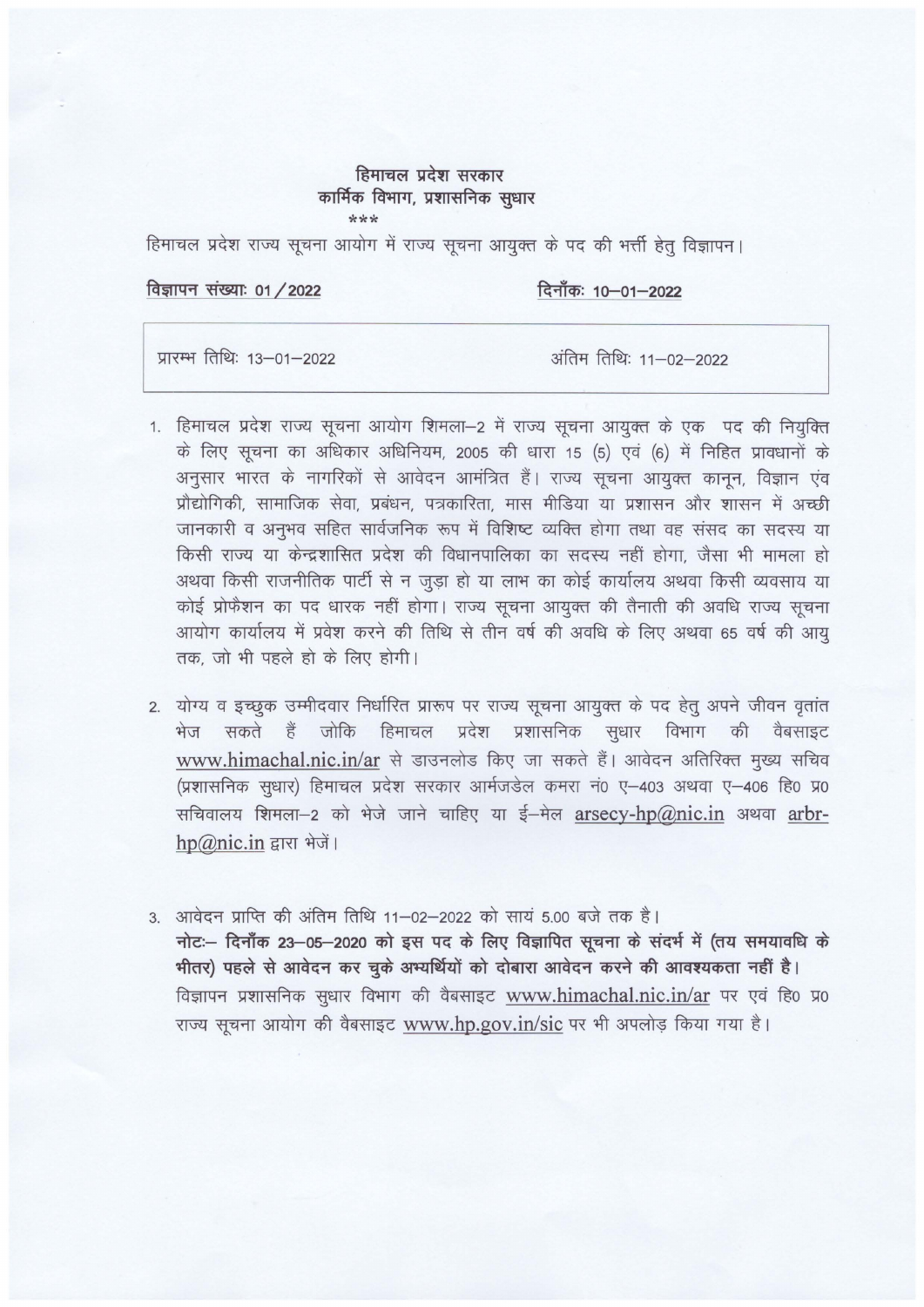**हिमाचल प्रदेश सरकार**
**कार्मिक विभाग, प्रशासनिक सुधार**

\*\*\*

हिमाचल प्रदेश राज्य सूचना आयोग में राज्य सूचना आयुक्त के पद की भर्त्ती हेतु विज्ञापन।

**विज्ञापन संख्याः 01/2022** **दिनाँकः 10–01–2022**

| प्रारम्भ तिथिः 13–01–2022 | अंतिम तिथिः 11–02–2022 |
|---|---|

1. हिमाचल प्रदेश राज्य सूचना आयोग शिमला–2 में राज्य सूचना आयुक्त के एक पद की नियुक्ति के लिए सूचना का अधिकार अधिनियम, 2005 की धारा 15 (5) एवं (6) में निहित प्रावधानों के अनुसार भारत के नागरिकों से आवेदन आमंत्रित हैं। राज्य सूचना आयुक्त कानून, विज्ञान एंव प्रौद्योगिकी, सामाजिक सेवा, प्रबंधन, पत्रकारिता, मास मीडिया या प्रशासन और शासन में अच्छी जानकारी व अनुभव सहित सार्वजनिक रूप में विशिष्ट व्यक्ति होगा तथा वह संसद का सदस्य या किसी राज्य या केन्द्रशासित प्रदेश की विधानपालिका का सदस्य नहीं होगा, जैसा भी मामला हो अथवा किसी राजनीतिक पार्टी से न जुड़ा हो या लाभ का कोई कार्यालय अथवा किसी व्यवसाय या कोई प्रोफैशन का पद धारक नहीं होगा। राज्य सूचना आयुक्त की तैनाती की अवधि राज्य सूचना आयोग कार्यालय में प्रवेश करने की तिथि से तीन वर्ष की अवधि के लिए अथवा 65 वर्ष की आयु तक, जो भी पहले हो के लिए होगी।

2. योग्य व इच्छुक उम्मीदवार निर्धारित प्रारूप पर राज्य सूचना आयुक्त के पद हेतु अपने जीवन वृतांत भेज सकते हैं जोकि हिमाचल प्रदेश प्रशासनिक सुधार विभाग की वैबसाइट www.himachal.nic.in/ar से डाउनलोड किए जा सकते हैं। आवेदन अतिरिक्त मुख्य सचिव (प्रशासनिक सुधार) हिमाचल प्रदेश सरकार आर्मजडेल कमरा नं० ए–403 अथवा ए–406 हि० प्र० सचिवालय शिमला–2 को भेजे जाने चाहिए या ई–मेल arsecy-hp@nic.in अथवा arbr-hp@nic.in द्वारा भेजें।

3. आवेदन प्राप्ति की अंतिम तिथि 11–02–2022 को सायं 5.00 बजे तक है।
   **नोटः– दिनाँक 23–05–2020 को इस पद के लिए विज्ञापित सूचना के संदर्भ में (तय समयावधि के भीतर) पहले से आवेदन कर चुके अभ्यर्थियों को दोबारा आवेदन करने की आवश्यकता नहीं है।**
   विज्ञापन प्रशासनिक सुधार विभाग की वैबसाइट www.himachal.nic.in/ar पर एवं हि० प्र० राज्य सूचना आयोग की वैबसाइट www.hp.gov.in/sic पर भी अपलोड़ किया गया है।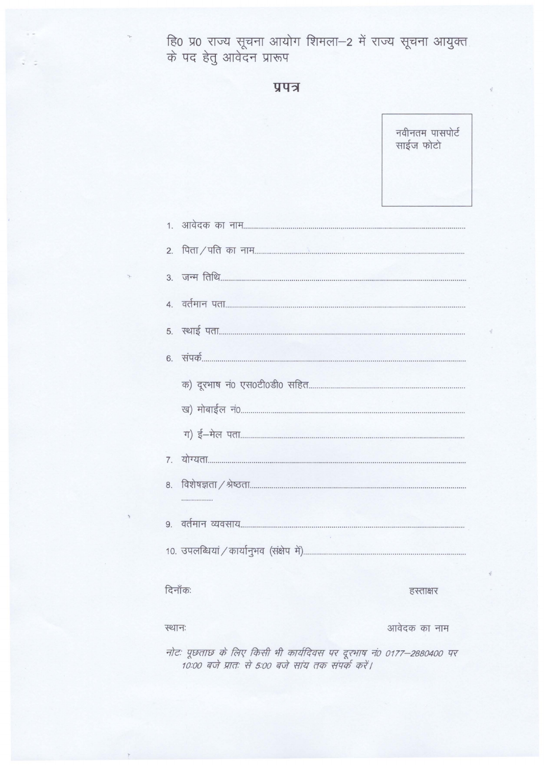हि0 प्र0 राज्य सूचना आयोग शिमला–2 में राज्य सूचना आयुक्त के पद हेतु आवेदन प्रारूप

## प्रपत्र

नवीनतम पासपोर्ट साईज फोटो

1. आवेदक का नाम........................................................................................
2. पिता / पति का नाम....................................................................................
3. जन्म तिथि..............................................................................................
4. वर्तमान पता.............................................................................................
5. स्थाई पता...............................................................................................
6. संपर्क......................................................................................................
   क) दूरभाष नं0 एस0टी0डी0 सहित..........................................................
   ख) मोबाईल नं0.......................................................................................
   ग) ई–मेल पता.........................................................................................
7. योग्यता...................................................................................................
8. विशेषज्ञता / श्रेष्ठता......................................................................................
   ...............
9. वर्तमान व्यवसाय......................................................................................
10. उपलब्धियां / कार्यानुभव (संक्षेप में)..............................................................

दिनाँकः                                                                                                          हस्ताक्षर

स्थानः                                                                                                         आवेदक का नाम

*नोटः पूछताछ के लिए किसी भी कार्यदिवस पर दूरभाष नं0 0177–2880400 पर 10:00 बजे प्रातः से 5:00 बजे सांय तक संपर्क करें।*